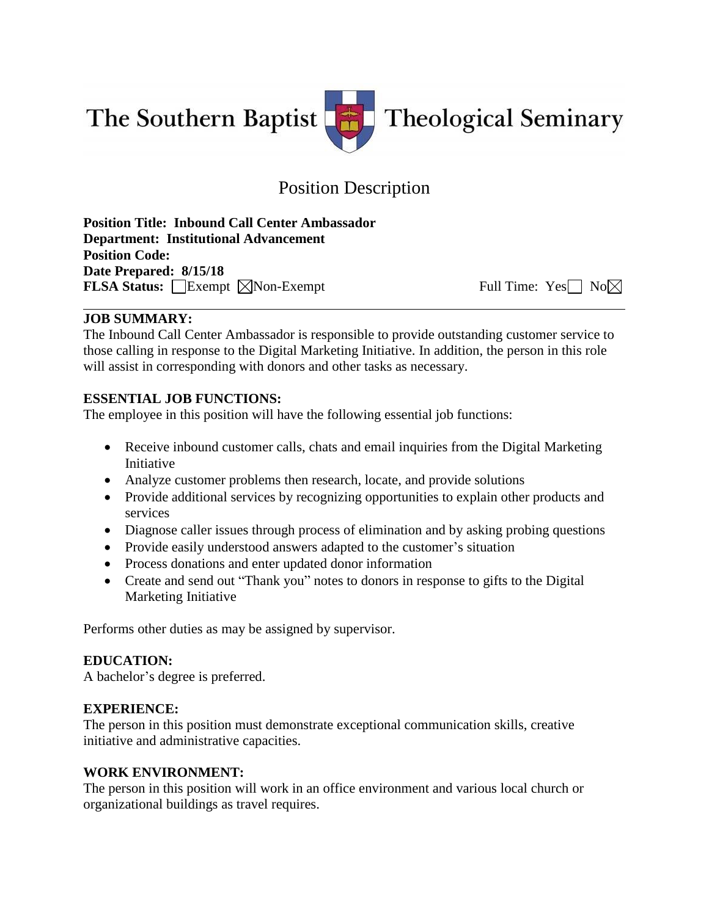# The Southern Baptist Theological Seminary

## Position Description

**Position Title: Inbound Call Center Ambassador**
**Department: Institutional Advancement**
**Position Code:**
**Date Prepared: 8/15/18**
**FLSA Status:** ☐Exempt ☒Non-Exempt     Full Time: Yes☐ No☒

---

**JOB SUMMARY:**
The Inbound Call Center Ambassador is responsible to provide outstanding customer service to those calling in response to the Digital Marketing Initiative. In addition, the person in this role will assist in corresponding with donors and other tasks as necessary.

**ESSENTIAL JOB FUNCTIONS:**
The employee in this position will have the following essential job functions:

- Receive inbound customer calls, chats and email inquiries from the Digital Marketing Initiative
- Analyze customer problems then research, locate, and provide solutions
- Provide additional services by recognizing opportunities to explain other products and services
- Diagnose caller issues through process of elimination and by asking probing questions
- Provide easily understood answers adapted to the customer's situation
- Process donations and enter updated donor information
- Create and send out "Thank you" notes to donors in response to gifts to the Digital Marketing Initiative

Performs other duties as may be assigned by supervisor.

**EDUCATION:**
A bachelor's degree is preferred.

**EXPERIENCE:**
The person in this position must demonstrate exceptional communication skills, creative initiative and administrative capacities.

**WORK ENVIRONMENT:**
The person in this position will work in an office environment and various local church or organizational buildings as travel requires.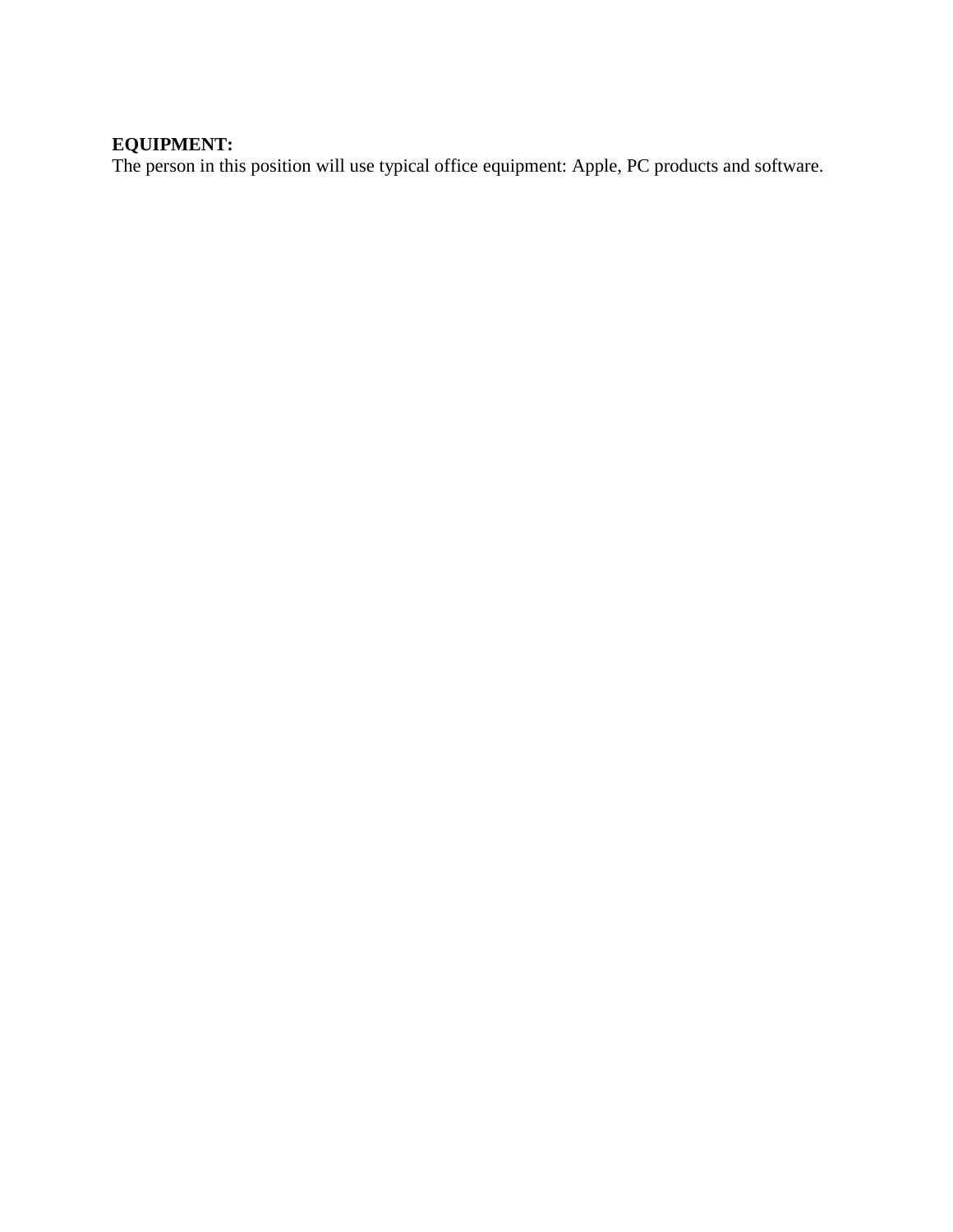**EQUIPMENT:**
The person in this position will use typical office equipment: Apple, PC products and software.